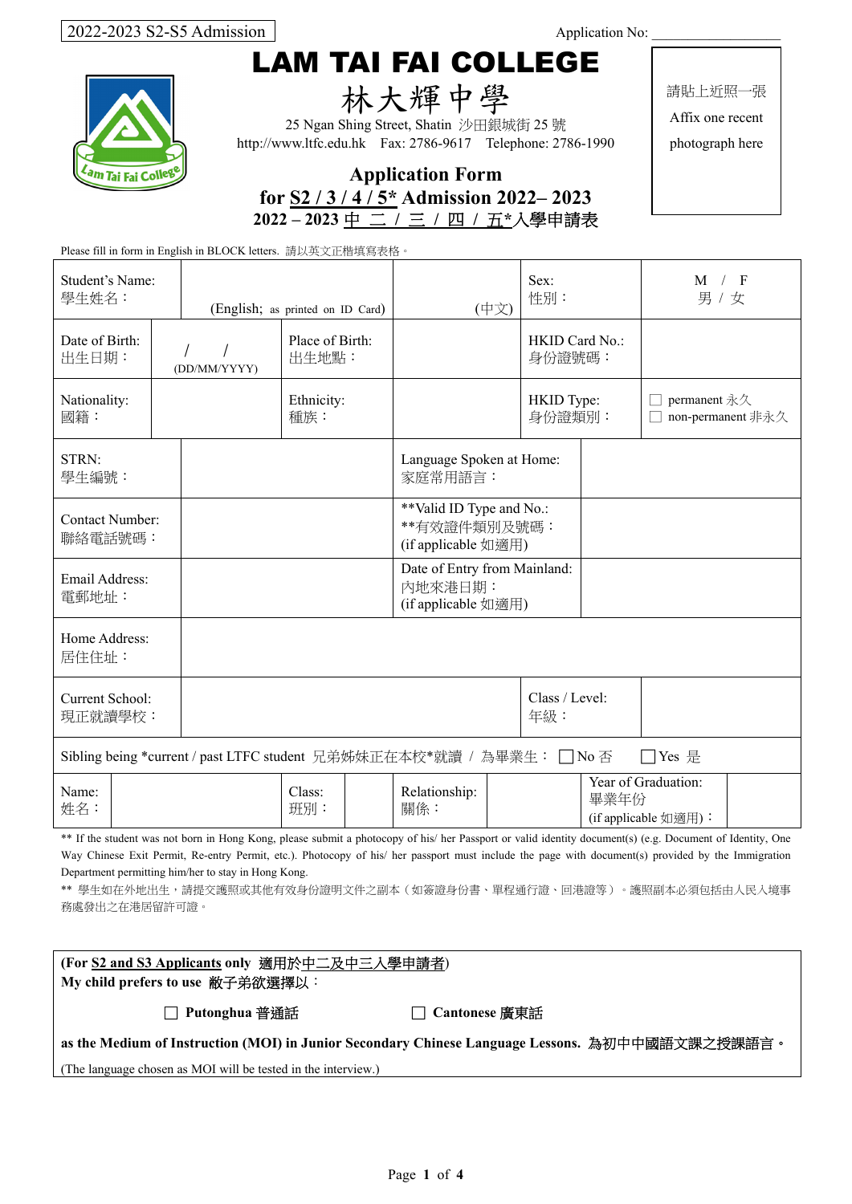2022-2023 S2-S5 Admission

Application No: ________________

# LAM TAI FAI COLLEGE

# 林大輝中學

25 Ngan Shing Street, Shatin 沙田銀城街 25 號

http://www.ltfc.edu.hk Fax: 2786-9617 Telephone: 2786-1990

## Application Form

## for S2 / 3 / 4 / 5* Admission 2022– 2023

## 2022 – 2023 中 二 / 三 / 四 / 五*入學申請表

請貼上近照一張
Affix one recent photograph here

Please fill in form in English in BLOCK letters. 請以英文正楷填寫表格。

| | | | | |
|---|---|---|---|---|
| Student's Name: 學生姓名： | (English; as printed on ID Card) | (中文) | Sex: 性別： | M / F 男 / 女 |
| Date of Birth: 出生日期： | / / (DD/MM/YYYY) | Place of Birth: 出生地點： | HKID Card No.: 身份證號碼： | |
| Nationality: 國籍： | | Ethnicity: 種族： | HKID Type: 身份證類別： | ☐ permanent 永久 ☐ non-permanent 非永久 |
| STRN: 學生編號： | | Language Spoken at Home: 家庭常用語言： | | |
| Contact Number: 聯絡電話號碼： | | **Valid ID Type and No.: **有效證件類別及號碼： (if applicable 如適用) | | |
| Email Address: 電郵地址： | | Date of Entry from Mainland: 內地來港日期： (if applicable 如適用) | | |
| Home Address: 居住住址： | | | | |
| Current School: 現正就讀學校： | | | Class / Level: 年級： | |
| Sibling being *current / past LTFC student 兄弟姊妹正在本校*就讀 / 為畢業生： ☐No 否 ☐Yes 是 | | | | |
| Name: 姓名： | Class: 班別： | Relationship: 關係： | Year of Graduation: 畢業年份 (if applicable 如適用)： | |

** If the student was not born in Hong Kong, please submit a photocopy of his/ her Passport or valid identity document(s) (e.g. Document of Identity, One Way Chinese Exit Permit, Re-entry Permit, etc.). Photocopy of his/ her passport must include the page with document(s) provided by the Immigration Department permitting him/her to stay in Hong Kong.

** 學生如在外地出生，請提交護照或其他有效身份證明文件之副本（如簽證身份書、單程通行證、回港證等）。護照副本必須包括由人民入境事務處發出之在港居留許可證。

**(For S2 and S3 Applicants only 適用於中二及中三入學申請者)**
**My child prefers to use 敝子弟欲選擇以：**

☐ **Putonghua 普通話** ☐ **Cantonese 廣東話**

**as the Medium of Instruction (MOI) in Junior Secondary Chinese Language Lessons. 為初中中國語文課之授課語言。**

(The language chosen as MOI will be tested in the interview.)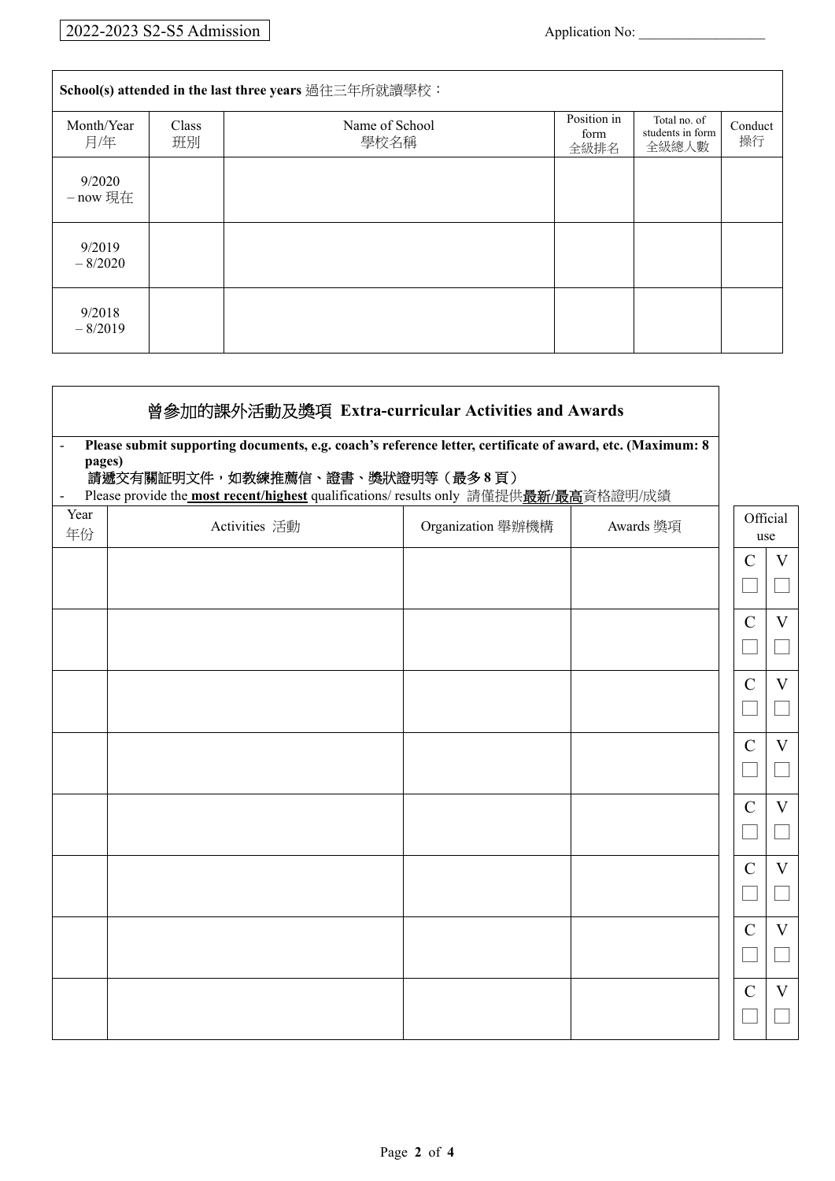2022-2023 S2-S5 Admission

Application No: \_\_\_\_\_\_\_\_\_\_\_\_\_\_\_\_\_\_

| **School(s) attended in the last three years** 過往三年所就讀學校： | | | | | |
|---|---|---|---|---|---|
| Month/Year 月/年 | Class 班別 | Name of School 學校名稱 | Position in form 全級排名 | Total no. of students in form 全級總人數 | Conduct 操行 |
| 9/2020 – now 現在 | | | | | |
| 9/2019 – 8/2020 | | | | | |
| 9/2018 – 8/2019 | | | | | |

## 曾參加的課外活動及獎項 Extra-curricular Activities and Awards

- **Please submit supporting documents, e.g. coach's reference letter, certificate of award, etc. (Maximum: 8 pages)**
  **請遞交有關証明文件，如教練推薦信、證書、獎狀證明等（最多 8 頁）**
- Please provide the **most recent/highest** qualifications/ results only 請僅提供**最新/最高**資格證明/成績

| Year 年份 | Activities 活動 | Organization 舉辦機構 | Awards 獎項 | Official use | |
|---|---|---|---|---|---|
| | | | | C ☐ | V ☐ |
| | | | | C ☐ | V ☐ |
| | | | | C ☐ | V ☐ |
| | | | | C ☐ | V ☐ |
| | | | | C ☐ | V ☐ |
| | | | | C ☐ | V ☐ |
| | | | | C ☐ | V ☐ |
| | | | | C ☐ | V ☐ |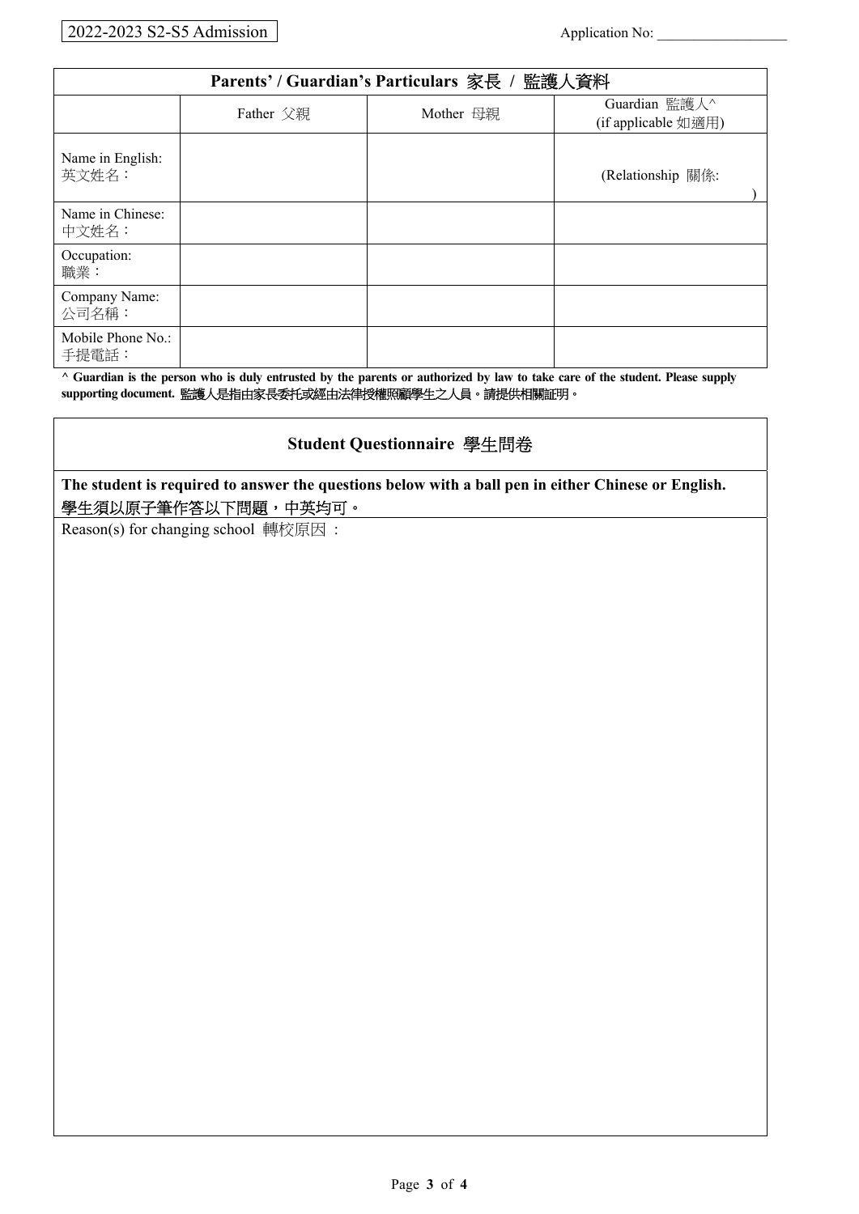2022-2023 S2-S5 Admission

Application No: ___________________

## Parents' / Guardian's Particulars 家長 / 監護人資料

| | Father 父親 | Mother 母親 | Guardian 監護人^ (if applicable 如適用) |
|---|---|---|---|
| Name in English: 英文姓名： | | | (Relationship 關係: ) |
| Name in Chinese: 中文姓名： | | | |
| Occupation: 職業： | | | |
| Company Name: 公司名稱： | | | |
| Mobile Phone No.: 手提電話： | | | |

**^ Guardian is the person who is duly entrusted by the parents or authorized by law to take care of the student. Please supply supporting document.** 監護人是指由家長委托或經由法律授權照顧學生之人員。請提供相關証明。

## Student Questionnaire 學生問卷

**The student is required to answer the questions below with a ball pen in either Chinese or English.**
**學生須以原子筆作答以下問題，中英均可。**

Reason(s) for changing school 轉校原因 :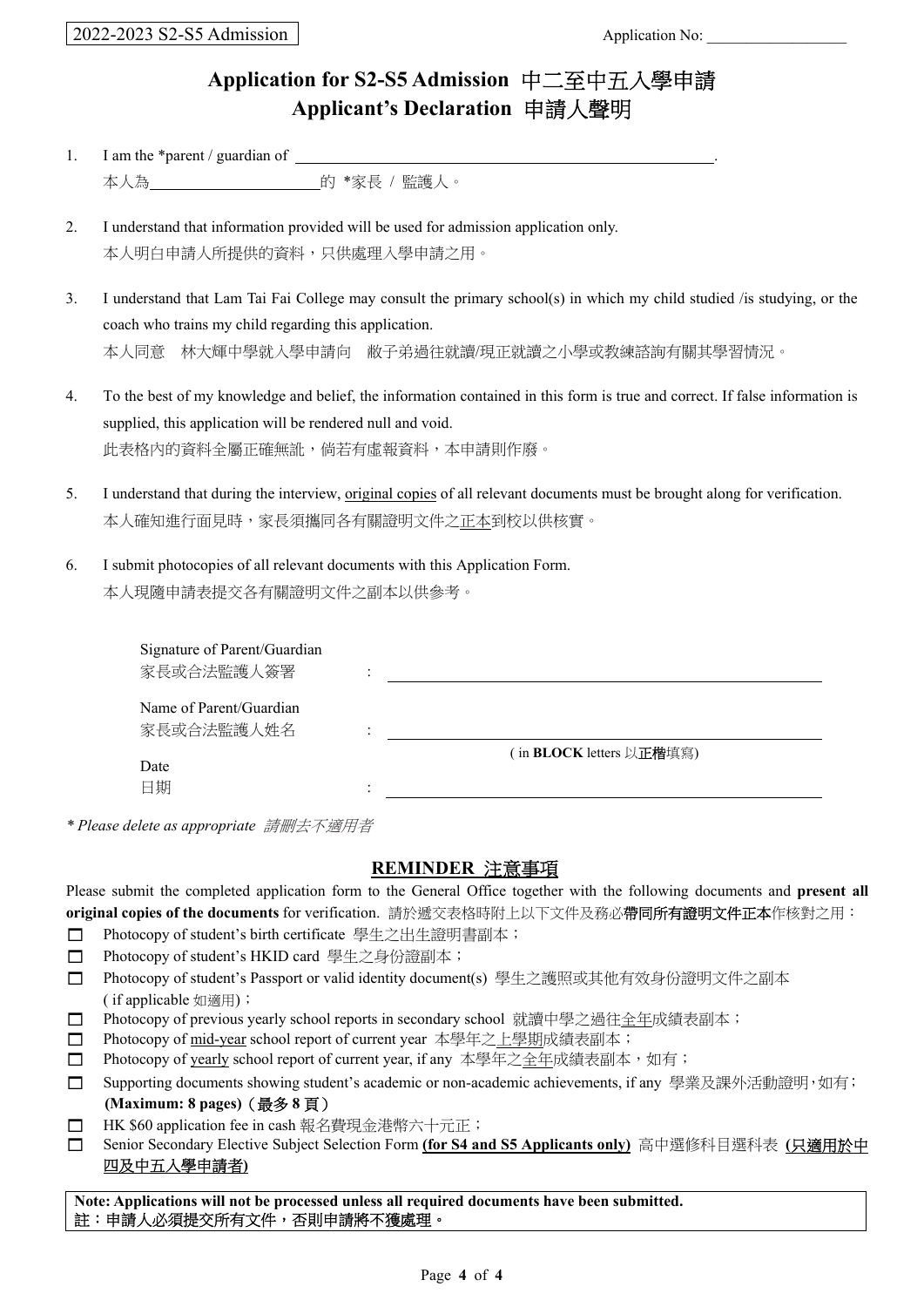2022-2023 S2-S5 Admission

Application No: __________________

# Application for S2-S5 Admission 中二至中五入學申請
# Applicant's Declaration 申請人聲明

1. I am the *parent / guardian of ______________________________________________.
   本人為______________________的 *家長 / 監護人。

2. I understand that information provided will be used for admission application only.
   本人明白申請人所提供的資料，只供處理入學申請之用。

3. I understand that Lam Tai Fai College may consult the primary school(s) in which my child studied /is studying, or the coach who trains my child regarding this application.
   本人同意　林大輝中學就入學申請向　敝子弟過往就讀/現正就讀之小學或教練諮詢有關其學習情況。

4. To the best of my knowledge and belief, the information contained in this form is true and correct. If false information is supplied, this application will be rendered null and void.
   此表格內的資料全屬正確無訛，倘若有虛報資料，本申請則作廢。

5. I understand that during the interview, original copies of all relevant documents must be brought along for verification.
   本人確知進行面見時，家長須攜同各有關證明文件之正本到校以供核實。

6. I submit photocopies of all relevant documents with this Application Form.
   本人現隨申請表提交各有關證明文件之副本以供參考。

Signature of Parent/Guardian
家長或合法監護人簽署 : ______________________________

Name of Parent/Guardian
家長或合法監護人姓名 : ______________________________

( in **BLOCK** letters 以**正楷**填寫)

Date
日期 : ______________________________

*\* Please delete as appropriate 請刪去不適用者*

## REMINDER 注意事項

Please submit the completed application form to the General Office together with the following documents and **present all original copies of the documents** for verification. 請於遞交表格時附上以下文件及務必**帶同所有證明文件正本**作核對之用：

- ☐ Photocopy of student's birth certificate 學生之出生證明書副本；
- ☐ Photocopy of student's HKID card 學生之身份證副本；
- ☐ Photocopy of student's Passport or valid identity document(s) 學生之護照或其他有效身份證明文件之副本 ( if applicable 如適用)；
- ☐ Photocopy of previous yearly school reports in secondary school 就讀中學之過往全年成績表副本；
- ☐ Photocopy of mid-year school report of current year 本學年之上學期成績表副本；
- ☐ Photocopy of yearly school report of current year, if any 本學年之全年成績表副本，如有；
- ☐ Supporting documents showing student's academic or non-academic achievements, if any 學業及課外活動證明，如有；**(Maximum: 8 pages)（最多 8 頁）**
- ☐ HK $60 application fee in cash 報名費現金港幣六十元正；
- ☐ Senior Secondary Elective Subject Selection Form **(for S4 and S5 Applicants only)** 高中選修科目選科表 **(只適用於中四及中五入學申請者)**

**Note: Applications will not be processed unless all required documents have been submitted.**
**註：申請人必須提交所有文件，否則申請將不獲處理。**